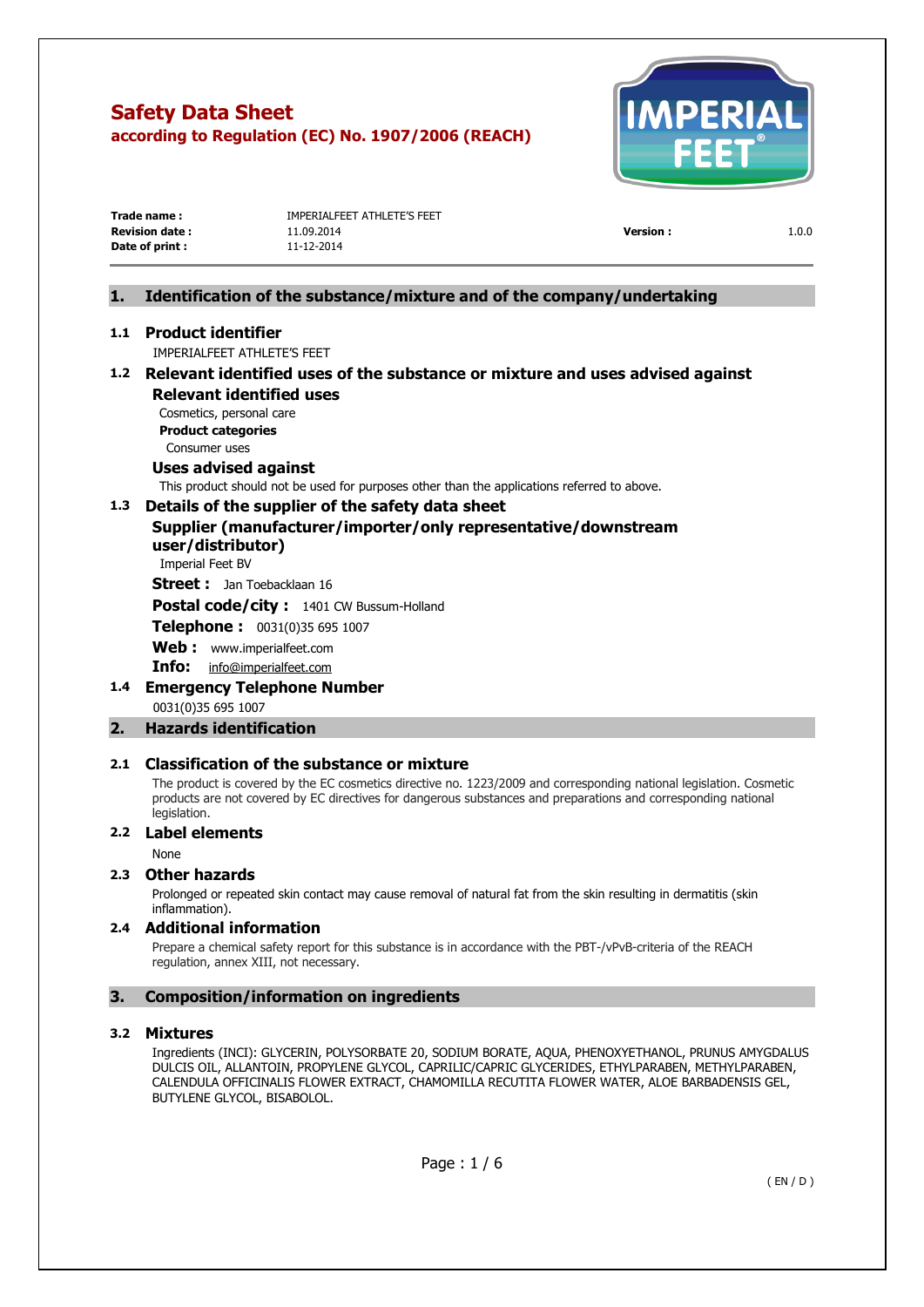# Safety Data Sheet

**according to Regulation (EC) No. 1907/2006 (REACH)**

| | | | |
|---|---|---|---|
| **Trade name :** | IMPERIALFEET ATHLETE'S FEET | | |
| **Revision date :** | 11.09.2014 | **Version :** | 1.0.0 |
| **Date of print :** | 11-12-2014 | | |

## 1. Identification of the substance/mixture and of the company/undertaking

### 1.1 Product identifier

IMPERIALFEET ATHLETE'S FEET

### 1.2 Relevant identified uses of the substance or mixture and uses advised against

#### Relevant identified uses

Cosmetics, personal care

**Product categories**

Consumer uses

#### Uses advised against

This product should not be used for purposes other than the applications referred to above.

### 1.3 Details of the supplier of the safety data sheet

#### Supplier (manufacturer/importer/only representative/downstream user/distributor)

Imperial Feet BV

**Street :** Jan Toebacklaan 16

**Postal code/city :** 1401 CW Bussum-Holland

**Telephone :** 0031(0)35 695 1007

**Web :** www.imperialfeet.com

**Info:** info@imperialfeet.com

### 1.4 Emergency Telephone Number

0031(0)35 695 1007

## 2. Hazards identification

### 2.1 Classification of the substance or mixture

The product is covered by the EC cosmetics directive no. 1223/2009 and corresponding national legislation. Cosmetic products are not covered by EC directives for dangerous substances and preparations and corresponding national legislation.

### 2.2 Label elements

None

### 2.3 Other hazards

Prolonged or repeated skin contact may cause removal of natural fat from the skin resulting in dermatitis (skin inflammation).

### 2.4 Additional information

Prepare a chemical safety report for this substance is in accordance with the PBT-/vPvB-criteria of the REACH regulation, annex XIII, not necessary.

## 3. Composition/information on ingredients

### 3.2 Mixtures

Ingredients (INCI): GLYCERIN, POLYSORBATE 20, SODIUM BORATE, AQUA, PHENOXYETHANOL, PRUNUS AMYGDALUS DULCIS OIL, ALLANTOIN, PROPYLENE GLYCOL, CAPRILIC/CAPRIC GLYCERIDES, ETHYLPARABEN, METHYLPARABEN, CALENDULA OFFICINALIS FLOWER EXTRACT, CHAMOMILLA RECUTITA FLOWER WATER, ALOE BARBADENSIS GEL, BUTYLENE GLYCOL, BISABOLOL.

( EN / D )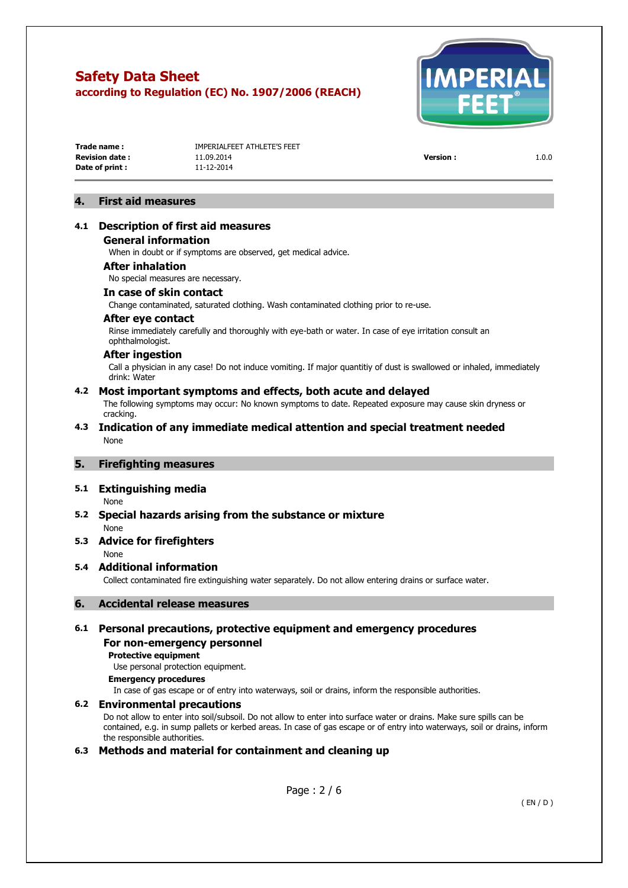## 4. First aid measures

### 4.1 Description of first aid measures

**General information**

When in doubt or if symptoms are observed, get medical advice.

**After inhalation**

No special measures are necessary.

**In case of skin contact**

Change contaminated, saturated clothing. Wash contaminated clothing prior to re-use.

**After eye contact**

Rinse immediately carefully and thoroughly with eye-bath or water. In case of eye irritation consult an ophthalmologist.

**After ingestion**

Call a physician in any case! Do not induce vomiting. If major quantitiy of dust is swallowed or inhaled, immediately drink: Water

### 4.2 Most important symptoms and effects, both acute and delayed

The following symptoms may occur: No known symptoms to date. Repeated exposure may cause skin dryness or cracking.

### 4.3 Indication of any immediate medical attention and special treatment needed

None

## 5. Firefighting measures

### 5.1 Extinguishing media

None

### 5.2 Special hazards arising from the substance or mixture

None

### 5.3 Advice for firefighters

None

### 5.4 Additional information

Collect contaminated fire extinguishing water separately. Do not allow entering drains or surface water.

## 6. Accidental release measures

### 6.1 Personal precautions, protective equipment and emergency procedures

**For non-emergency personnel**

**Protective equipment**

Use personal protection equipment.

**Emergency procedures**

In case of gas escape or of entry into waterways, soil or drains, inform the responsible authorities.

### 6.2 Environmental precautions

Do not allow to enter into soil/subsoil. Do not allow to enter into surface water or drains. Make sure spills can be contained, e.g. in sump pallets or kerbed areas. In case of gas escape or of entry into waterways, soil or drains, inform the responsible authorities.

### 6.3 Methods and material for containment and cleaning up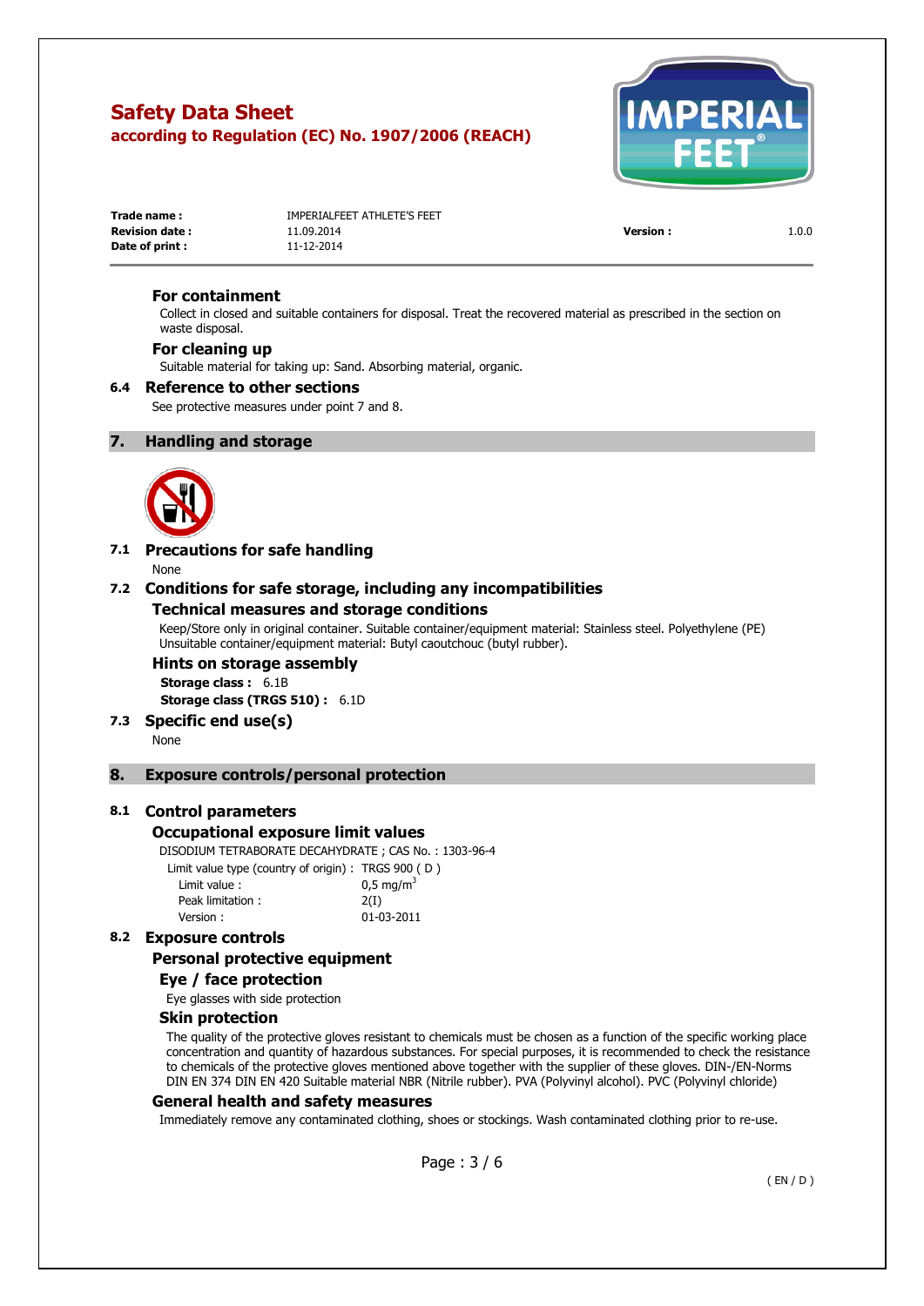### For containment

Collect in closed and suitable containers for disposal. Treat the recovered material as prescribed in the section on waste disposal.

### For cleaning up

Suitable material for taking up: Sand. Absorbing material, organic.

### 6.4 Reference to other sections

See protective measures under point 7 and 8.

## 7. Handling and storage

### 7.1 Precautions for safe handling

None

### 7.2 Conditions for safe storage, including any incompatibilities

#### Technical measures and storage conditions

Keep/Store only in original container. Suitable container/equipment material: Stainless steel. Polyethylene (PE) Unsuitable container/equipment material: Butyl caoutchouc (butyl rubber).

#### Hints on storage assembly

**Storage class :** 6.1B

**Storage class (TRGS 510) :** 6.1D

### 7.3 Specific end use(s)

None

## 8. Exposure controls/personal protection

### 8.1 Control parameters

#### Occupational exposure limit values

DISODIUM TETRABORATE DECAHYDRATE ; CAS No. : 1303-96-4

| | |
|---|---|
| Limit value type (country of origin) : | TRGS 900 ( D ) |
| Limit value : | 0,5 $mg/m^3$ |
| Peak limitation : | 2(I) |
| Version : | 01-03-2011 |

### 8.2 Exposure controls

#### Personal protective equipment

#### Eye / face protection

Eye glasses with side protection

#### Skin protection

The quality of the protective gloves resistant to chemicals must be chosen as a function of the specific working place concentration and quantity of hazardous substances. For special purposes, it is recommended to check the resistance to chemicals of the protective gloves mentioned above together with the supplier of these gloves. DIN-/EN-Norms DIN EN 374 DIN EN 420 Suitable material NBR (Nitrile rubber). PVA (Polyvinyl alcohol). PVC (Polyvinyl chloride)

#### General health and safety measures

Immediately remove any contaminated clothing, shoes or stockings. Wash contaminated clothing prior to re-use.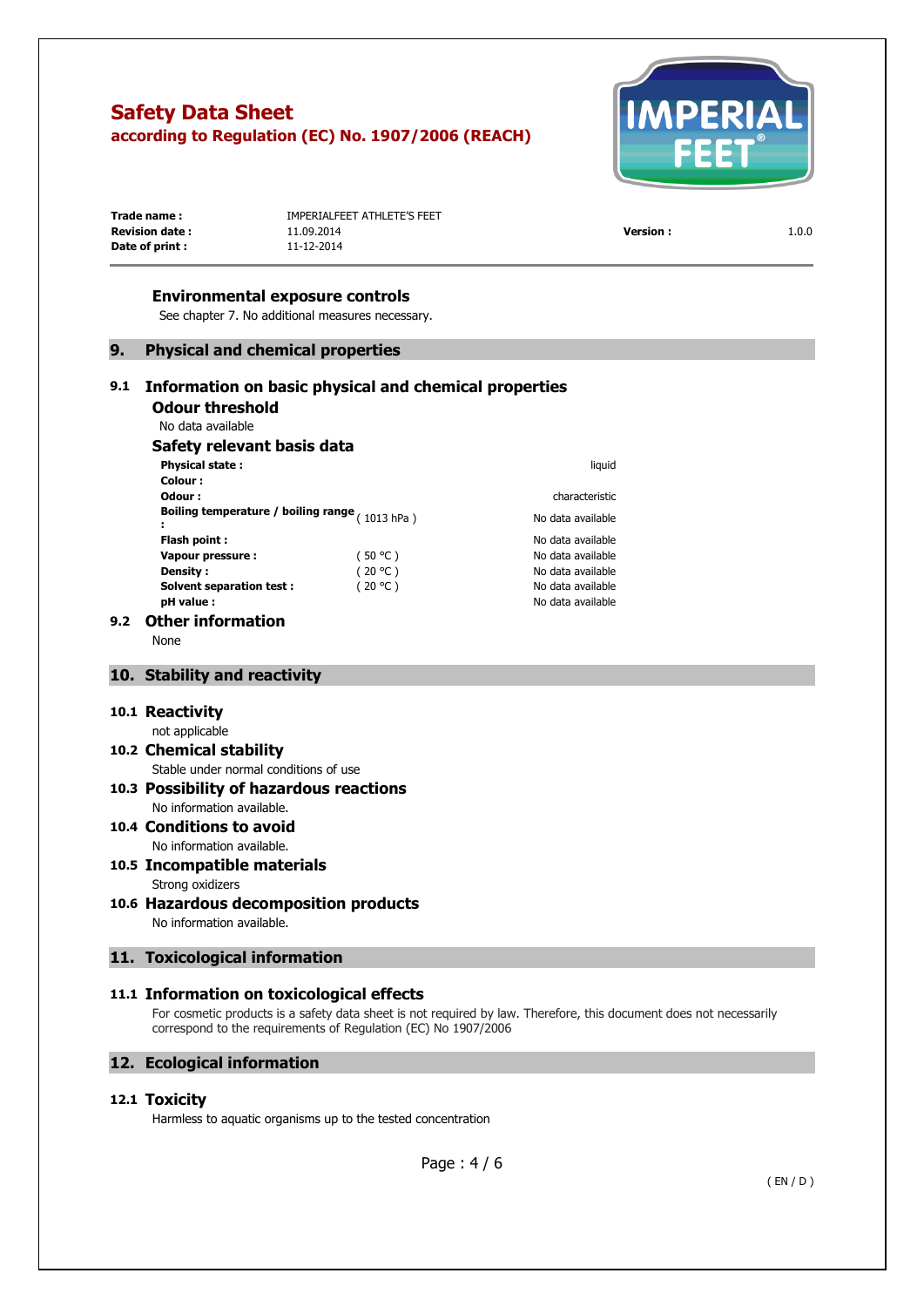### Environmental exposure controls

See chapter 7. No additional measures necessary.

## 9. Physical and chemical properties

### 9.1 Information on basic physical and chemical properties

#### Odour threshold

No data available

#### Safety relevant basis data

| Property | Condition | Value |
|---|---|---|
| **Physical state :** | | liquid |
| **Colour :** | | |
| **Odour :** | | characteristic |
| **Boiling temperature / boiling range :** | ( 1013 hPa ) | No data available |
| **Flash point :** | | No data available |
| **Vapour pressure :** | ( 50 °C ) | No data available |
| **Density :** | ( 20 °C ) | No data available |
| **Solvent separation test :** | ( 20 °C ) | No data available |
| **pH value :** | | No data available |

### 9.2 Other information

None

## 10. Stability and reactivity

### 10.1 Reactivity

not applicable

### 10.2 Chemical stability

Stable under normal conditions of use

### 10.3 Possibility of hazardous reactions

No information available.

### 10.4 Conditions to avoid

No information available.

### 10.5 Incompatible materials

Strong oxidizers

### 10.6 Hazardous decomposition products

No information available.

## 11. Toxicological information

### 11.1 Information on toxicological effects

For cosmetic products is a safety data sheet is not required by law. Therefore, this document does not necessarily correspond to the requirements of Regulation (EC) No 1907/2006

## 12. Ecological information

### 12.1 Toxicity

Harmless to aquatic organisms up to the tested concentration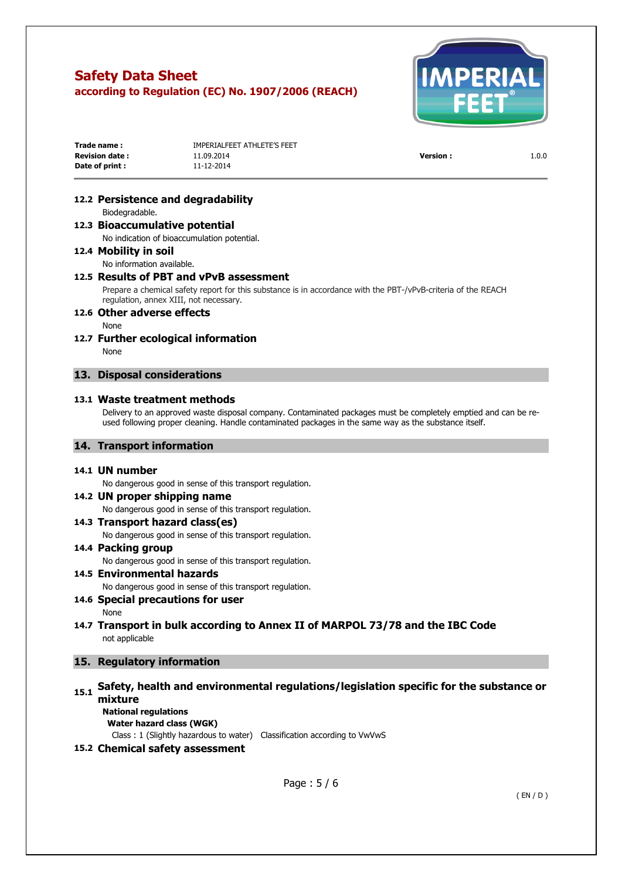### 12.2 Persistence and degradability

Biodegradable.

### 12.3 Bioaccumulative potential

No indication of bioaccumulation potential.

### 12.4 Mobility in soil

No information available.

### 12.5 Results of PBT and vPvB assessment

Prepare a chemical safety report for this substance is in accordance with the PBT-/vPvB-criteria of the REACH regulation, annex XIII, not necessary.

### 12.6 Other adverse effects

None

### 12.7 Further ecological information

None

## 13. Disposal considerations

### 13.1 Waste treatment methods

Delivery to an approved waste disposal company. Contaminated packages must be completely emptied and can be re-used following proper cleaning. Handle contaminated packages in the same way as the substance itself.

## 14. Transport information

### 14.1 UN number

No dangerous good in sense of this transport regulation.

### 14.2 UN proper shipping name

No dangerous good in sense of this transport regulation.

### 14.3 Transport hazard class(es)

No dangerous good in sense of this transport regulation.

### 14.4 Packing group

No dangerous good in sense of this transport regulation.

### 14.5 Environmental hazards

No dangerous good in sense of this transport regulation.

### 14.6 Special precautions for user

None

### 14.7 Transport in bulk according to Annex II of MARPOL 73/78 and the IBC Code

not applicable

## 15. Regulatory information

### 15.1 Safety, health and environmental regulations/legislation specific for the substance or mixture

**National regulations**

**Water hazard class (WGK)**

Class : 1 (Slightly hazardous to water) Classification according to VwVwS

### 15.2 Chemical safety assessment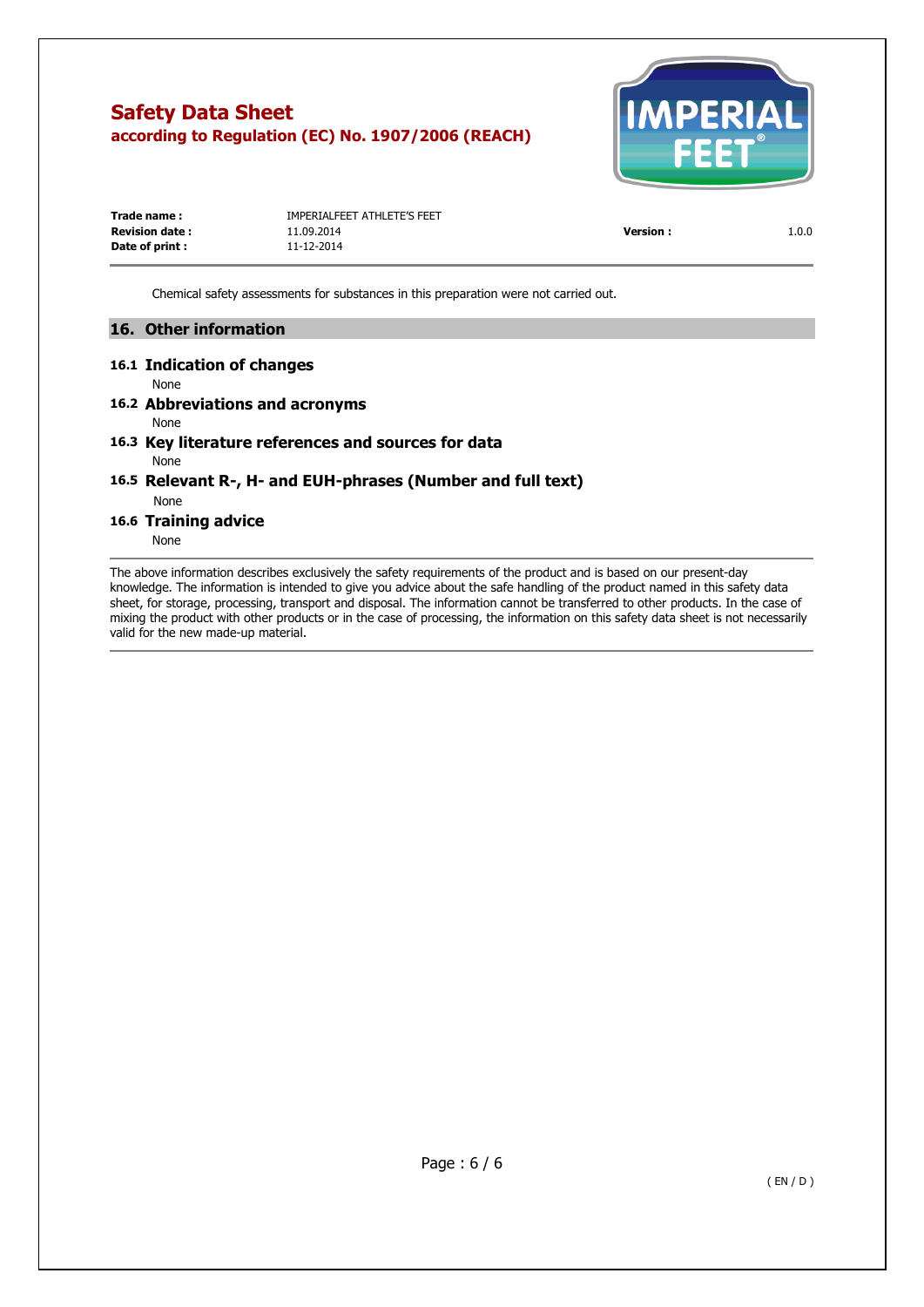Chemical safety assessments for substances in this preparation were not carried out.

## 16. Other information

### 16.1 Indication of changes

None

### 16.2 Abbreviations and acronyms

None

### 16.3 Key literature references and sources for data

None

### 16.5 Relevant R-, H- and EUH-phrases (Number and full text)

None

### 16.6 Training advice

None

---

The above information describes exclusively the safety requirements of the product and is based on our present-day knowledge. The information is intended to give you advice about the safe handling of the product named in this safety data sheet, for storage, processing, transport and disposal. The information cannot be transferred to other products. In the case of mixing the product with other products or in the case of processing, the information on this safety data sheet is not necessarily valid for the new made-up material.